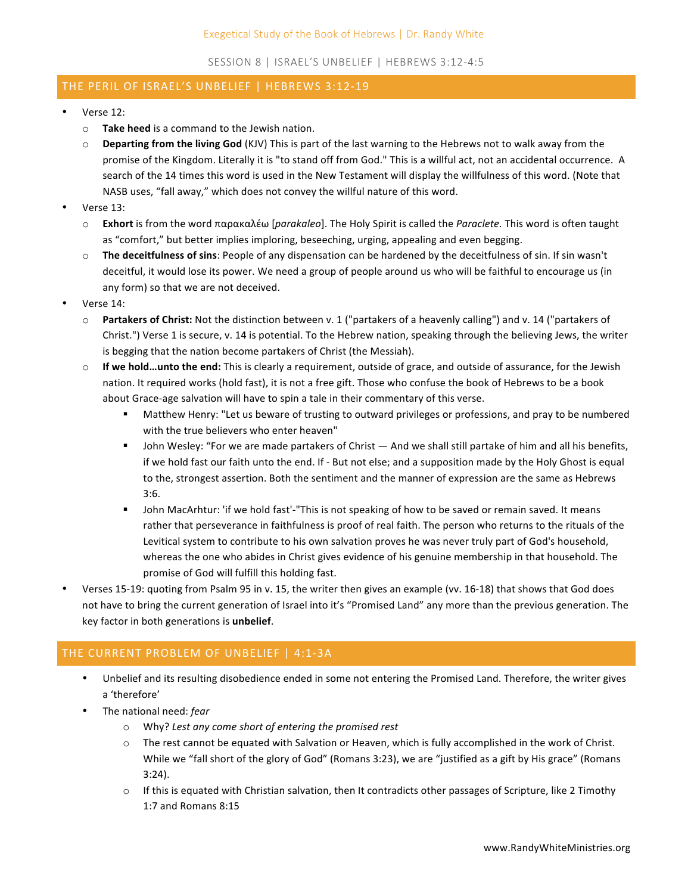Exegetical Study of the Book of Hebrews | Dr. Randy White

SESSION 8 | ISRAEL'S UNBELIEF | HEBREWS 3:12-4:5

## THE PERIL OF ISRAEL'S UNBELIEF | HEBREWS 3:12-19

- Verse 12:
  - **Take heed** is a command to the Jewish nation.
  - **Departing from the living God** (KJV) This is part of the last warning to the Hebrews not to walk away from the promise of the Kingdom. Literally it is "to stand off from God." This is a willful act, not an accidental occurrence. A search of the 14 times this word is used in the New Testament will display the willfulness of this word. (Note that NASB uses, "fall away," which does not convey the willful nature of this word.
- Verse 13:
  - **Exhort** is from the word παρακαλέω [*parakaleo*]. The Holy Spirit is called the *Paraclete.* This word is often taught as "comfort," but better implies imploring, beseeching, urging, appealing and even begging.
  - **The deceitfulness of sins**: People of any dispensation can be hardened by the deceitfulness of sin. If sin wasn't deceitful, it would lose its power. We need a group of people around us who will be faithful to encourage us (in any form) so that we are not deceived.
- Verse 14:
  - **Partakers of Christ:** Not the distinction between v. 1 ("partakers of a heavenly calling") and v. 14 ("partakers of Christ.") Verse 1 is secure, v. 14 is potential. To the Hebrew nation, speaking through the believing Jews, the writer is begging that the nation become partakers of Christ (the Messiah).
  - **If we hold…unto the end:** This is clearly a requirement, outside of grace, and outside of assurance, for the Jewish nation. It required works (hold fast), it is not a free gift. Those who confuse the book of Hebrews to be a book about Grace-age salvation will have to spin a tale in their commentary of this verse.
    - Matthew Henry: "Let us beware of trusting to outward privileges or professions, and pray to be numbered with the true believers who enter heaven"
    - John Wesley: "For we are made partakers of Christ — And we shall still partake of him and all his benefits, if we hold fast our faith unto the end. If - But not else; and a supposition made by the Holy Ghost is equal to the, strongest assertion. Both the sentiment and the manner of expression are the same as Hebrews 3:6.
    - John MacArhtur: 'if we hold fast'-"This is not speaking of how to be saved or remain saved. It means rather that perseverance in faithfulness is proof of real faith. The person who returns to the rituals of the Levitical system to contribute to his own salvation proves he was never truly part of God's household, whereas the one who abides in Christ gives evidence of his genuine membership in that household. The promise of God will fulfill this holding fast.
- Verses 15-19: quoting from Psalm 95 in v. 15, the writer then gives an example (vv. 16-18) that shows that God does not have to bring the current generation of Israel into it's "Promised Land" any more than the previous generation. The key factor in both generations is **unbelief**.

## THE CURRENT PROBLEM OF UNBELIEF | 4:1-3A

- Unbelief and its resulting disobedience ended in some not entering the Promised Land. Therefore, the writer gives a 'therefore'
- The national need: *fear*
  - Why? *Lest any come short of entering the promised rest*
  - The rest cannot be equated with Salvation or Heaven, which is fully accomplished in the work of Christ. While we "fall short of the glory of God" (Romans 3:23), we are "justified as a gift by His grace" (Romans 3:24).
  - If this is equated with Christian salvation, then It contradicts other passages of Scripture, like 2 Timothy 1:7 and Romans 8:15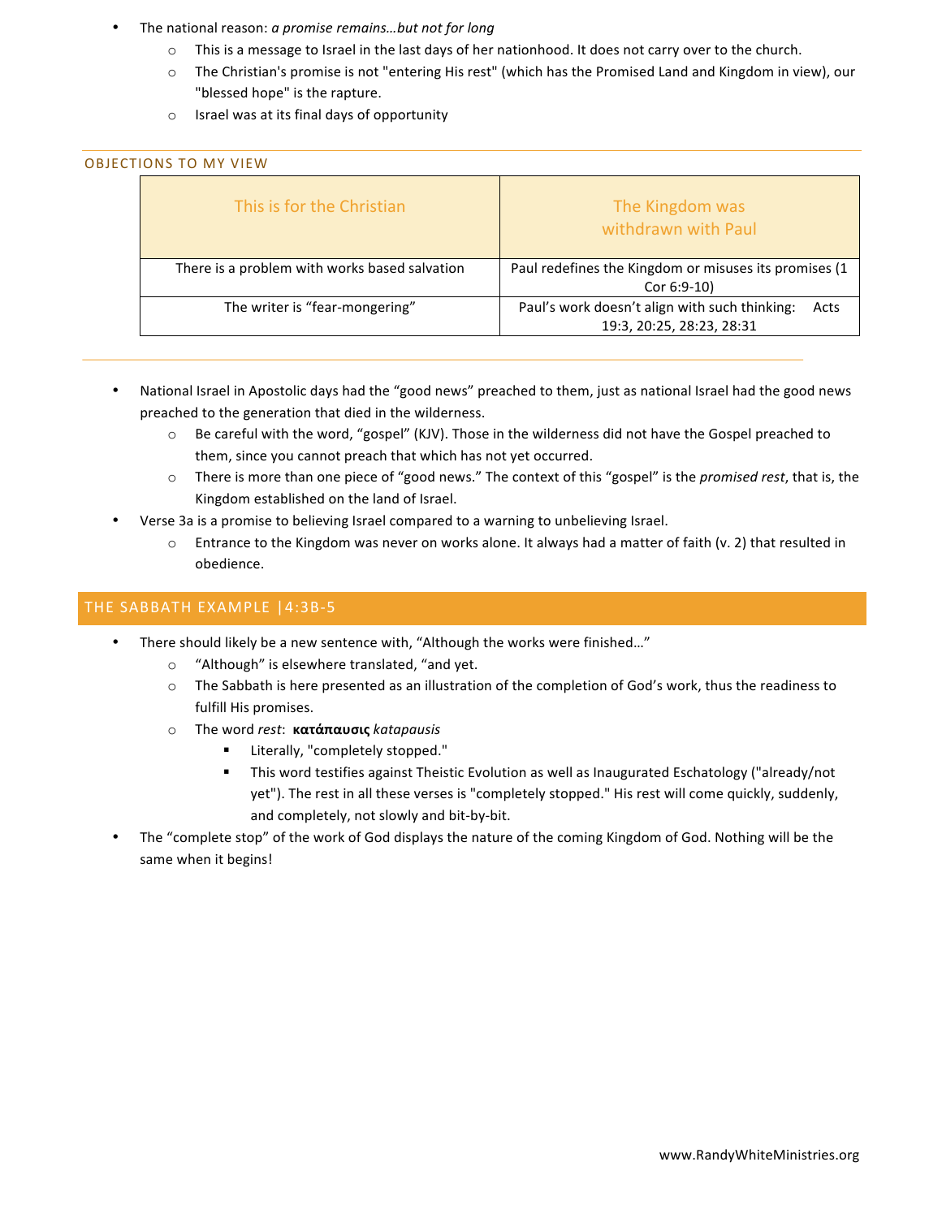- The national reason: *a promise remains…but not for long*
    - This is a message to Israel in the last days of her nationhood. It does not carry over to the church.
    - The Christian's promise is not "entering His rest" (which has the Promised Land and Kingdom in view), our "blessed hope" is the rapture.
    - Israel was at its final days of opportunity

### OBJECTIONS TO MY VIEW

| This is for the Christian | The Kingdom was withdrawn with Paul |
|---|---|
| There is a problem with works based salvation | Paul redefines the Kingdom or misuses its promises (1 Cor 6:9-10) |
| The writer is "fear-mongering" | Paul's work doesn't align with such thinking: Acts 19:3, 20:25, 28:23, 28:31 |

- National Israel in Apostolic days had the "good news" preached to them, just as national Israel had the good news preached to the generation that died in the wilderness.
    - Be careful with the word, "gospel" (KJV). Those in the wilderness did not have the Gospel preached to them, since you cannot preach that which has not yet occurred.
    - There is more than one piece of "good news." The context of this "gospel" is the *promised rest*, that is, the Kingdom established on the land of Israel.
- Verse 3a is a promise to believing Israel compared to a warning to unbelieving Israel.
    - Entrance to the Kingdom was never on works alone. It always had a matter of faith (v. 2) that resulted in obedience.

## THE SABBATH EXAMPLE |4:3B-5

- There should likely be a new sentence with, "Although the works were finished…"
    - "Although" is elsewhere translated, "and yet.
    - The Sabbath is here presented as an illustration of the completion of God's work, thus the readiness to fulfill His promises.
    - The word *rest*: **κατάπαυσις** *katapausis*
        - Literally, "completely stopped."
        - This word testifies against Theistic Evolution as well as Inaugurated Eschatology ("already/not yet"). The rest in all these verses is "completely stopped." His rest will come quickly, suddenly, and completely, not slowly and bit-by-bit.
- The "complete stop" of the work of God displays the nature of the coming Kingdom of God. Nothing will be the same when it begins!